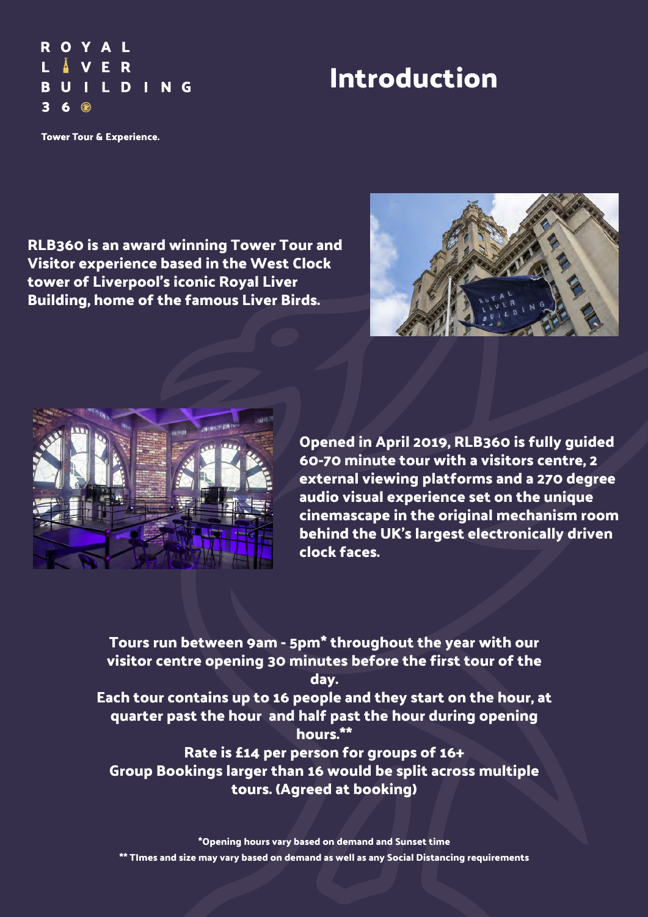ROYAL LIVER BUILDING 360

Tower Tour & Experience.

# Introduction

**RLB360 is an award winning Tower Tour and Visitor experience based in the West Clock tower of Liverpool's iconic Royal Liver Building, home of the famous Liver Birds.**

**Opened in April 2019, RLB360 is fully guided 60-70 minute tour with a visitors centre, 2 external viewing platforms and a 270 degree audio visual experience set on the unique cinemascape in the original mechanism room behind the UK's largest electronically driven clock faces.**

**Tours run between 9am - 5pm* throughout the year with our visitor centre opening 30 minutes before the first tour of the day.**
**Each tour contains up to 16 people and they start on the hour, at quarter past the hour and half past the hour during opening hours.****
**Rate is £14 per person for groups of 16+**
**Group Bookings larger than 16 would be split across multiple tours. (Agreed at booking)**

*Opening hours vary based on demand and Sunset time

** TImes and size may vary based on demand as well as any Social Distancing requirements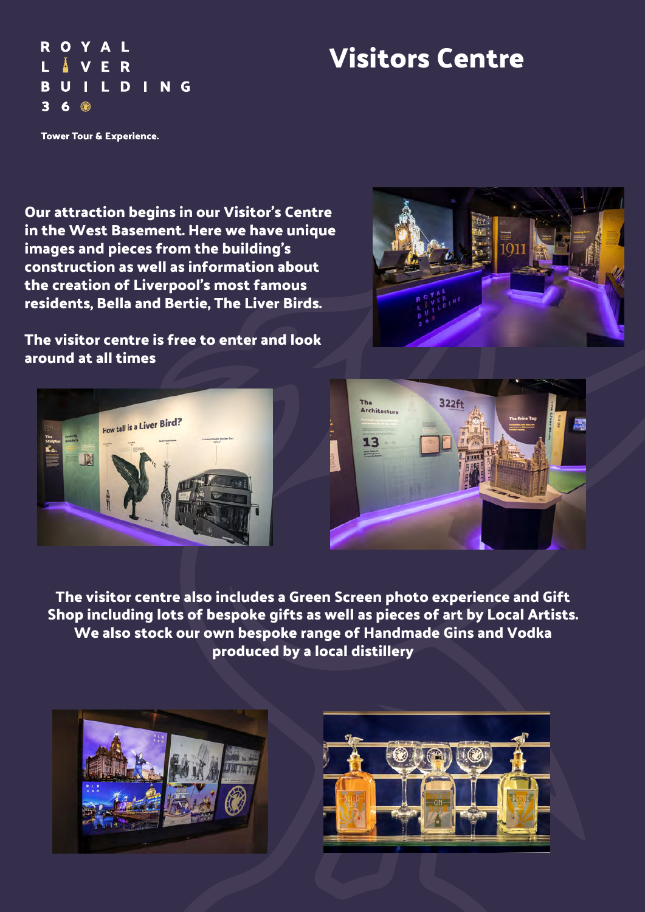ROYAL LIVER BUILDING 360

Tower Tour & Experience.

# Visitors Centre

**Our attraction begins in our Visitor's Centre in the West Basement. Here we have unique images and pieces from the building's construction as well as information about the creation of Liverpool's most famous residents, Bella and Bertie, The Liver Birds.**

**The visitor centre is free to enter and look around at all times**

**The visitor centre also includes a Green Screen photo experience and Gift Shop including lots of bespoke gifts as well as pieces of art by Local Artists. We also stock our own bespoke range of Handmade Gins and Vodka produced by a local distillery**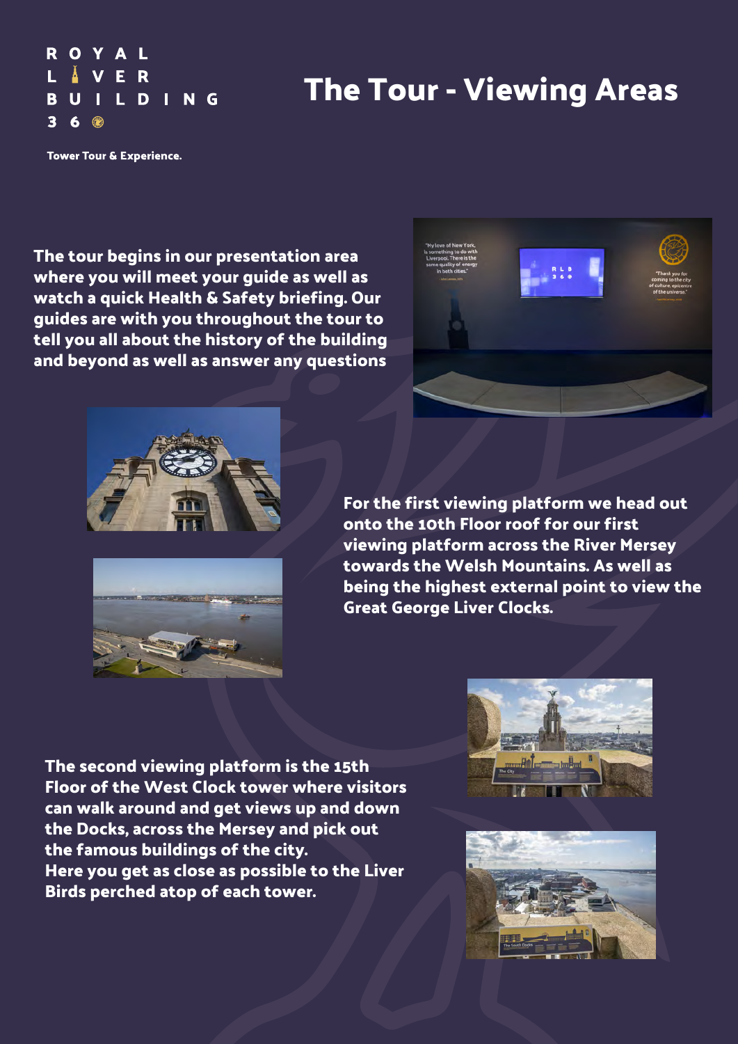ROYAL LIVER BUILDING 360

Tower Tour & Experience.

# The Tour - Viewing Areas

**The tour begins in our presentation area where you will meet your guide as well as watch a quick Health & Safety briefing. Our guides are with you throughout the tour to tell you all about the history of the building and beyond as well as answer any questions**

**For the first viewing platform we head out onto the 10th Floor roof for our first viewing platform across the River Mersey towards the Welsh Mountains. As well as being the highest external point to view the Great George Liver Clocks.**

**The second viewing platform is the 15th Floor of the West Clock tower where visitors can walk around and get views up and down the Docks, across the Mersey and pick out the famous buildings of the city.**
**Here you get as close as possible to the Liver Birds perched atop of each tower.**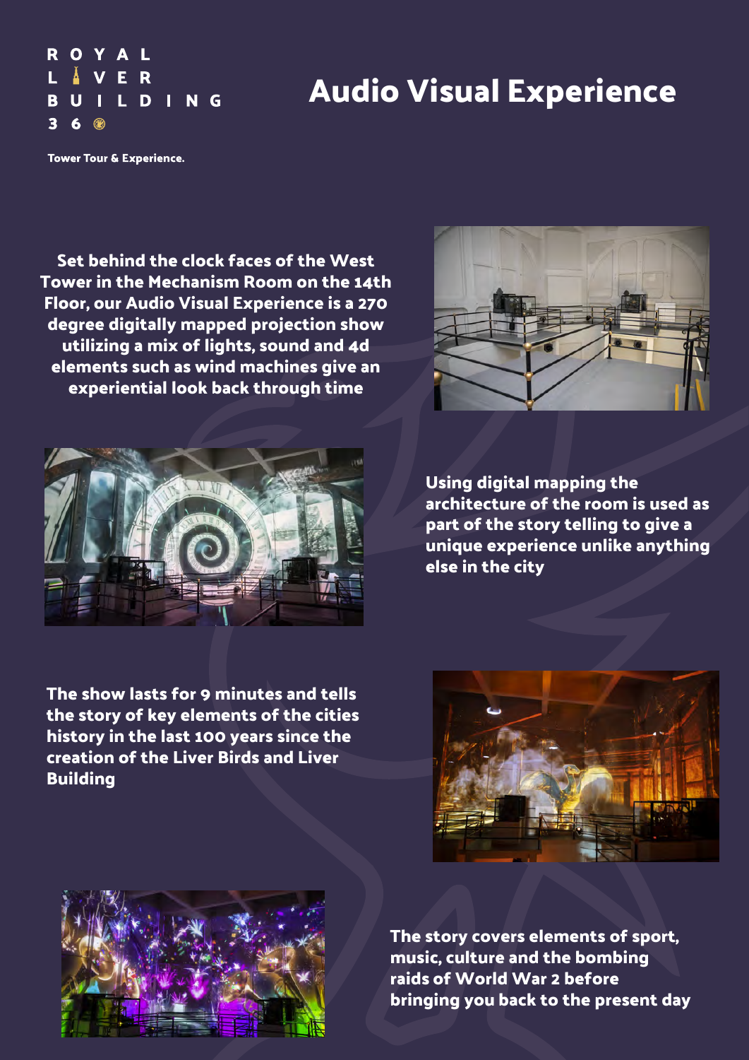ROYAL LIVER BUILDING 360

Tower Tour & Experience.

# Audio Visual Experience

**Set behind the clock faces of the West Tower in the Mechanism Room on the 14th Floor, our Audio Visual Experience is a 270 degree digitally mapped projection show utilizing a mix of lights, sound and 4d elements such as wind machines give an experiential look back through time**

**Using digital mapping the architecture of the room is used as part of the story telling to give a unique experience unlike anything else in the city**

**The show lasts for 9 minutes and tells the story of key elements of the cities history in the last 100 years since the creation of the Liver Birds and Liver Building**

**The story covers elements of sport, music, culture and the bombing raids of World War 2 before bringing you back to the present day**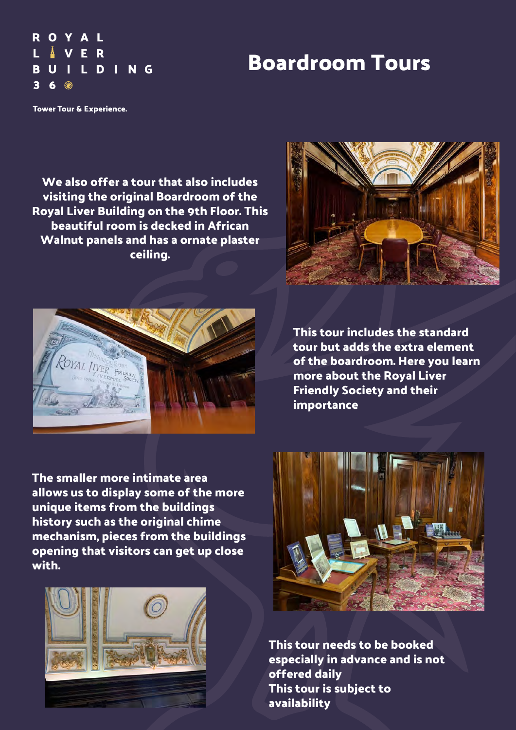ROYAL LIVER BUILDING 360

Tower Tour & Experience.

# Boardroom Tours

**We also offer a tour that also includes visiting the original Boardroom of the Royal Liver Building on the 9th Floor. This beautiful room is decked in African Walnut panels and has a ornate plaster ceiling.**

**This tour includes the standard tour but adds the extra element of the boardroom. Here you learn more about the Royal Liver Friendly Society and their importance**

**The smaller more intimate area allows us to display some of the more unique items from the buildings history such as the original chime mechanism, pieces from the buildings opening that visitors can get up close with.**

**This tour needs to be booked especially in advance and is not offered daily**
**This tour is subject to availability**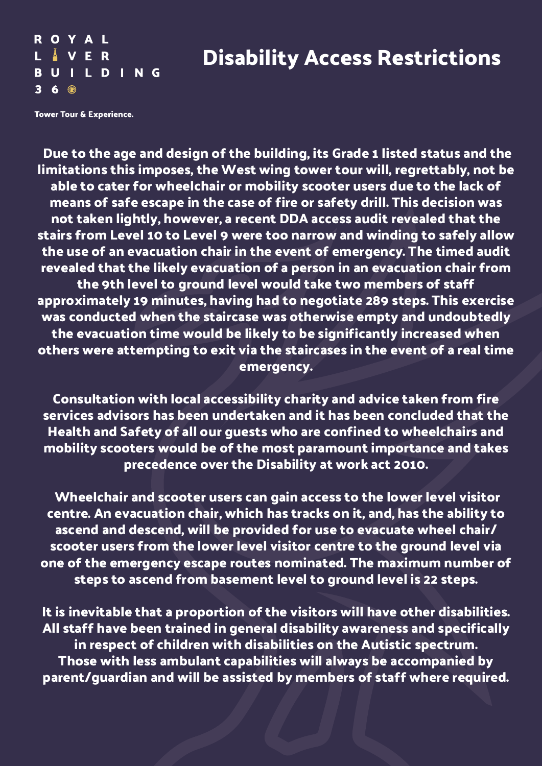ROYAL LIVER BUILDING 360

Tower Tour & Experience.

# Disability Access Restrictions

**Due to the age and design of the building, its Grade 1 listed status and the limitations this imposes, the West wing tower tour will, regrettably, not be able to cater for wheelchair or mobility scooter users due to the lack of means of safe escape in the case of fire or safety drill. This decision was not taken lightly, however, a recent DDA access audit revealed that the stairs from Level 10 to Level 9 were too narrow and winding to safely allow the use of an evacuation chair in the event of emergency. The timed audit revealed that the likely evacuation of a person in an evacuation chair from the 9th level to ground level would take two members of staff approximately 19 minutes, having had to negotiate 289 steps. This exercise was conducted when the staircase was otherwise empty and undoubtedly the evacuation time would be likely to be significantly increased when others were attempting to exit via the staircases in the event of a real time emergency.**

**Consultation with local accessibility charity and advice taken from fire services advisors has been undertaken and it has been concluded that the Health and Safety of all our guests who are confined to wheelchairs and mobility scooters would be of the most paramount importance and takes precedence over the Disability at work act 2010.**

**Wheelchair and scooter users can gain access to the lower level visitor centre. An evacuation chair, which has tracks on it, and, has the ability to ascend and descend, will be provided for use to evacuate wheel chair/ scooter users from the lower level visitor centre to the ground level via one of the emergency escape routes nominated. The maximum number of steps to ascend from basement level to ground level is 22 steps.**

**It is inevitable that a proportion of the visitors will have other disabilities. All staff have been trained in general disability awareness and specifically in respect of children with disabilities on the Autistic spectrum. Those with less ambulant capabilities will always be accompanied by parent/guardian and will be assisted by members of staff where required.**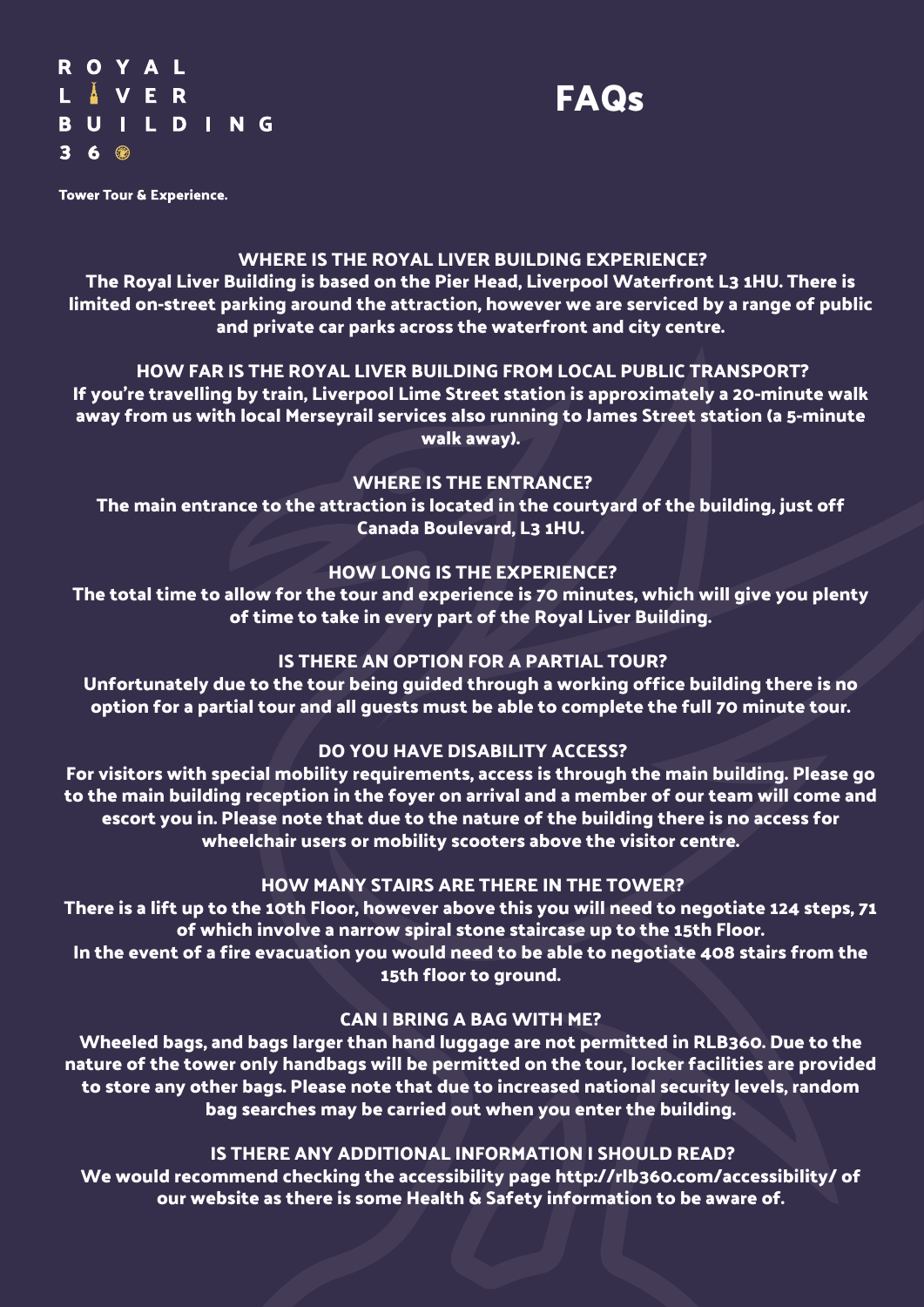ROYAL LIVER BUILDING 360

Tower Tour & Experience.

# FAQs

### WHERE IS THE ROYAL LIVER BUILDING EXPERIENCE?

The Royal Liver Building is based on the Pier Head, Liverpool Waterfront L3 1HU. There is limited on-street parking around the attraction, however we are serviced by a range of public and private car parks across the waterfront and city centre.

### HOW FAR IS THE ROYAL LIVER BUILDING FROM LOCAL PUBLIC TRANSPORT?

If you're travelling by train, Liverpool Lime Street station is approximately a 20-minute walk away from us with local Merseyrail services also running to James Street station (a 5-minute walk away).

### WHERE IS THE ENTRANCE?

The main entrance to the attraction is located in the courtyard of the building, just off Canada Boulevard, L3 1HU.

### HOW LONG IS THE EXPERIENCE?

The total time to allow for the tour and experience is 70 minutes, which will give you plenty of time to take in every part of the Royal Liver Building.

### IS THERE AN OPTION FOR A PARTIAL TOUR?

Unfortunately due to the tour being guided through a working office building there is no option for a partial tour and all guests must be able to complete the full 70 minute tour.

### DO YOU HAVE DISABILITY ACCESS?

For visitors with special mobility requirements, access is through the main building. Please go to the main building reception in the foyer on arrival and a member of our team will come and escort you in. Please note that due to the nature of the building there is no access for wheelchair users or mobility scooters above the visitor centre.

### HOW MANY STAIRS ARE THERE IN THE TOWER?

There is a lift up to the 10th Floor, however above this you will need to negotiate 124 steps, 71 of which involve a narrow spiral stone staircase up to the 15th Floor.
In the event of a fire evacuation you would need to be able to negotiate 408 stairs from the 15th floor to ground.

### CAN I BRING A BAG WITH ME?

Wheeled bags, and bags larger than hand luggage are not permitted in RLB360. Due to the nature of the tower only handbags will be permitted on the tour, locker facilities are provided to store any other bags. Please note that due to increased national security levels, random bag searches may be carried out when you enter the building.

### IS THERE ANY ADDITIONAL INFORMATION I SHOULD READ?

We would recommend checking the accessibility page http://rlb360.com/accessibility/ of our website as there is some Health & Safety information to be aware of.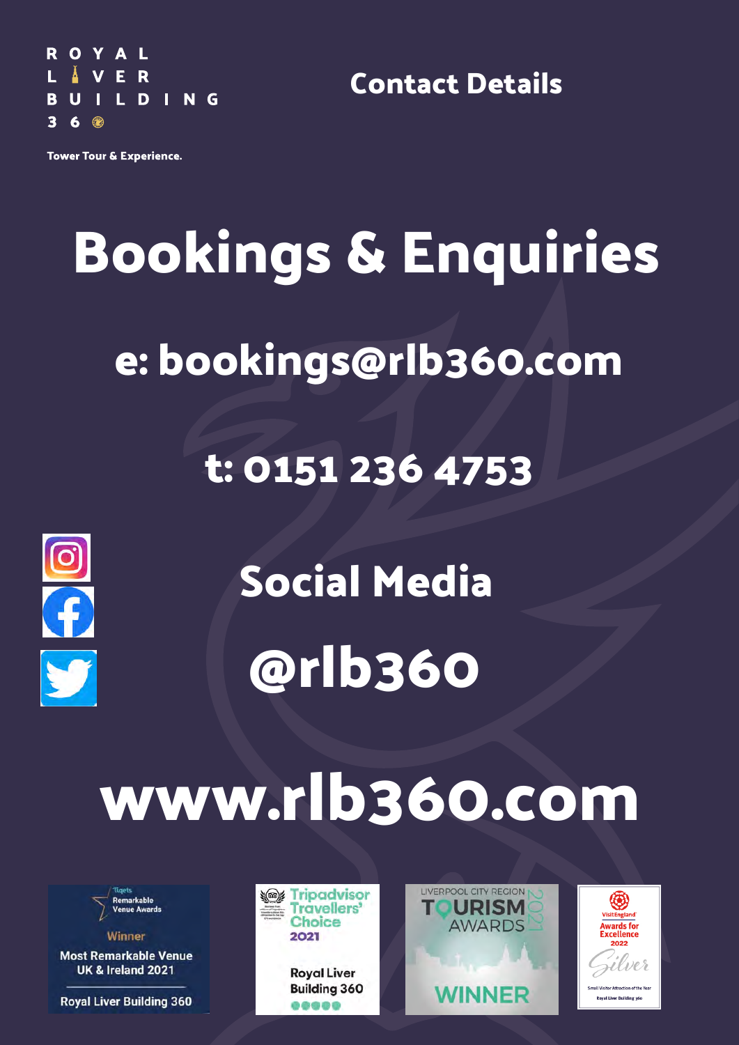ROYAL LIVER BUILDING 360

Tower Tour & Experience.

## Contact Details

# Bookings & Enquiries

## e: bookings@rlb360.com

## t: 0151 236 4753

## Social Media

## @rlb360

# www.rlb360.com

Tiqets Remarkable Venue Awards
Winner
Most Remarkable Venue UK & Ireland 2021
Royal Liver Building 360

Tripadvisor Travellers' Choice 2021
Royal Liver Building 360

Liverpool City Region Tourism Awards 2021
Winner

VisitEngland Awards for Excellence 2022
Silver
Small Visitor Attraction of the Year
Royal Liver Building 360